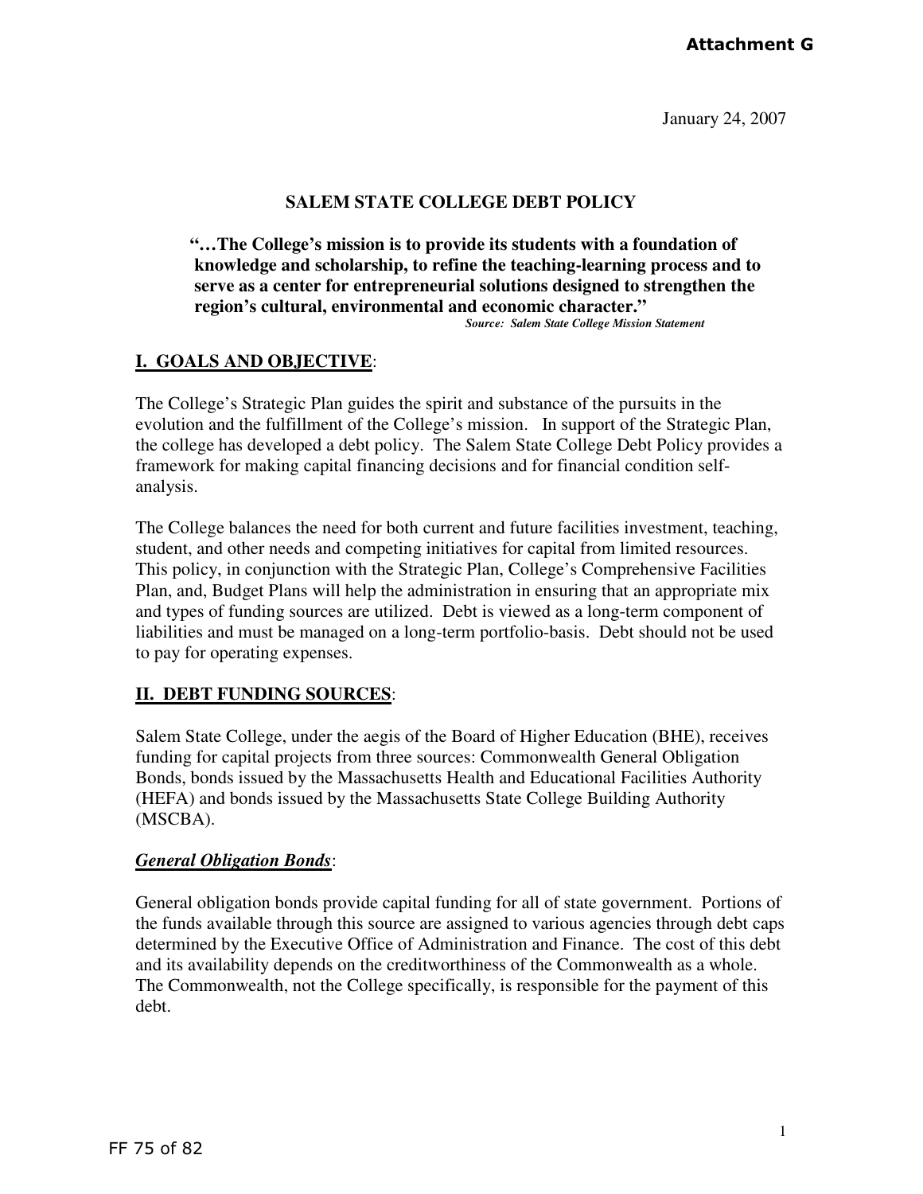Attachment G

January 24, 2007

# SALEM STATE COLLEGE DEBT POLICY

> **"…The College's mission is to provide its students with a foundation of knowledge and scholarship, to refine the teaching-learning process and to serve as a center for entrepreneurial solutions designed to strengthen the region's cultural, environmental and economic character."**
>
> ***Source: Salem State College Mission Statement***

## I. GOALS AND OBJECTIVE:

The College's Strategic Plan guides the spirit and substance of the pursuits in the evolution and the fulfillment of the College's mission. In support of the Strategic Plan, the college has developed a debt policy. The Salem State College Debt Policy provides a framework for making capital financing decisions and for financial condition self-analysis.

The College balances the need for both current and future facilities investment, teaching, student, and other needs and competing initiatives for capital from limited resources. This policy, in conjunction with the Strategic Plan, College's Comprehensive Facilities Plan, and, Budget Plans will help the administration in ensuring that an appropriate mix and types of funding sources are utilized. Debt is viewed as a long-term component of liabilities and must be managed on a long-term portfolio-basis. Debt should not be used to pay for operating expenses.

## II. DEBT FUNDING SOURCES:

Salem State College, under the aegis of the Board of Higher Education (BHE), receives funding for capital projects from three sources: Commonwealth General Obligation Bonds, bonds issued by the Massachusetts Health and Educational Facilities Authority (HEFA) and bonds issued by the Massachusetts State College Building Authority (MSCBA).

### *General Obligation Bonds*:

General obligation bonds provide capital funding for all of state government. Portions of the funds available through this source are assigned to various agencies through debt caps determined by the Executive Office of Administration and Finance. The cost of this debt and its availability depends on the creditworthiness of the Commonwealth as a whole. The Commonwealth, not the College specifically, is responsible for the payment of this debt.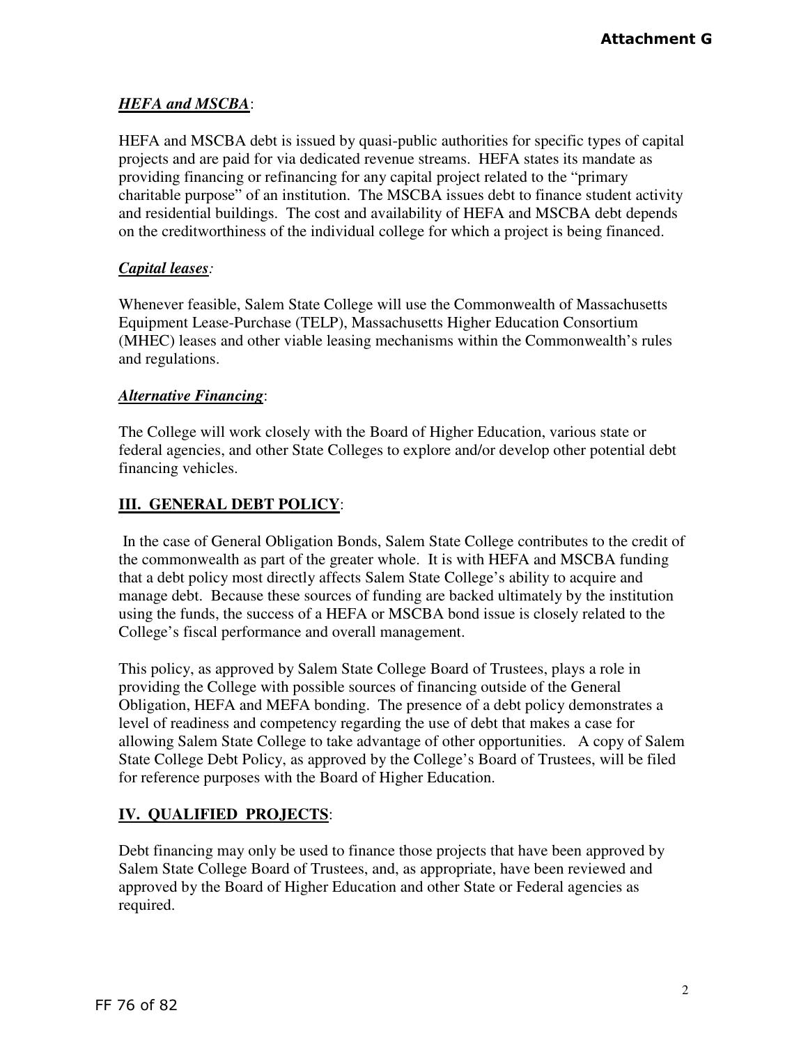***HEFA and MSCBA***:

HEFA and MSCBA debt is issued by quasi-public authorities for specific types of capital projects and are paid for via dedicated revenue streams. HEFA states its mandate as providing financing or refinancing for any capital project related to the "primary charitable purpose" of an institution. The MSCBA issues debt to finance student activity and residential buildings. The cost and availability of HEFA and MSCBA debt depends on the creditworthiness of the individual college for which a project is being financed.

***Capital leases***:

Whenever feasible, Salem State College will use the Commonwealth of Massachusetts Equipment Lease-Purchase (TELP), Massachusetts Higher Education Consortium (MHEC) leases and other viable leasing mechanisms within the Commonwealth's rules and regulations.

***Alternative Financing***:

The College will work closely with the Board of Higher Education, various state or federal agencies, and other State Colleges to explore and/or develop other potential debt financing vehicles.

## **III. GENERAL DEBT POLICY**:

In the case of General Obligation Bonds, Salem State College contributes to the credit of the commonwealth as part of the greater whole. It is with HEFA and MSCBA funding that a debt policy most directly affects Salem State College's ability to acquire and manage debt. Because these sources of funding are backed ultimately by the institution using the funds, the success of a HEFA or MSCBA bond issue is closely related to the College's fiscal performance and overall management.

This policy, as approved by Salem State College Board of Trustees, plays a role in providing the College with possible sources of financing outside of the General Obligation, HEFA and MEFA bonding. The presence of a debt policy demonstrates a level of readiness and competency regarding the use of debt that makes a case for allowing Salem State College to take advantage of other opportunities. A copy of Salem State College Debt Policy, as approved by the College's Board of Trustees, will be filed for reference purposes with the Board of Higher Education.

## **IV. QUALIFIED PROJECTS**:

Debt financing may only be used to finance those projects that have been approved by Salem State College Board of Trustees, and, as appropriate, have been reviewed and approved by the Board of Higher Education and other State or Federal agencies as required.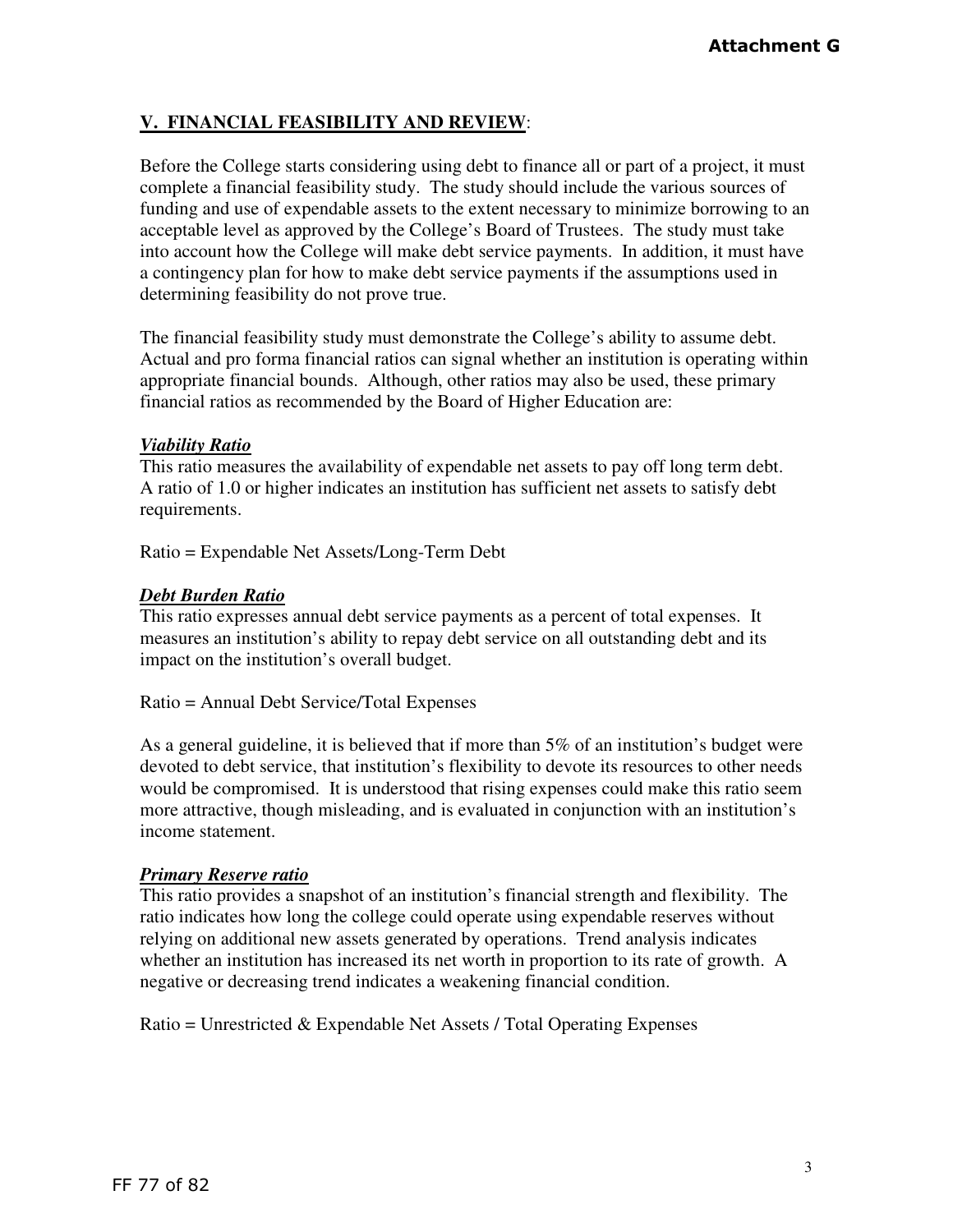## V. FINANCIAL FEASIBILITY AND REVIEW:

Before the College starts considering using debt to finance all or part of a project, it must complete a financial feasibility study. The study should include the various sources of funding and use of expendable assets to the extent necessary to minimize borrowing to an acceptable level as approved by the College's Board of Trustees. The study must take into account how the College will make debt service payments. In addition, it must have a contingency plan for how to make debt service payments if the assumptions used in determining feasibility do not prove true.

The financial feasibility study must demonstrate the College's ability to assume debt. Actual and pro forma financial ratios can signal whether an institution is operating within appropriate financial bounds. Although, other ratios may also be used, these primary financial ratios as recommended by the Board of Higher Education are:

***Viability Ratio***

This ratio measures the availability of expendable net assets to pay off long term debt. A ratio of 1.0 or higher indicates an institution has sufficient net assets to satisfy debt requirements.

Ratio = Expendable Net Assets/Long-Term Debt

***Debt Burden Ratio***

This ratio expresses annual debt service payments as a percent of total expenses. It measures an institution's ability to repay debt service on all outstanding debt and its impact on the institution's overall budget.

Ratio = Annual Debt Service/Total Expenses

As a general guideline, it is believed that if more than 5% of an institution's budget were devoted to debt service, that institution's flexibility to devote its resources to other needs would be compromised. It is understood that rising expenses could make this ratio seem more attractive, though misleading, and is evaluated in conjunction with an institution's income statement.

***Primary Reserve ratio***

This ratio provides a snapshot of an institution's financial strength and flexibility. The ratio indicates how long the college could operate using expendable reserves without relying on additional new assets generated by operations. Trend analysis indicates whether an institution has increased its net worth in proportion to its rate of growth. A negative or decreasing trend indicates a weakening financial condition.

Ratio = Unrestricted & Expendable Net Assets / Total Operating Expenses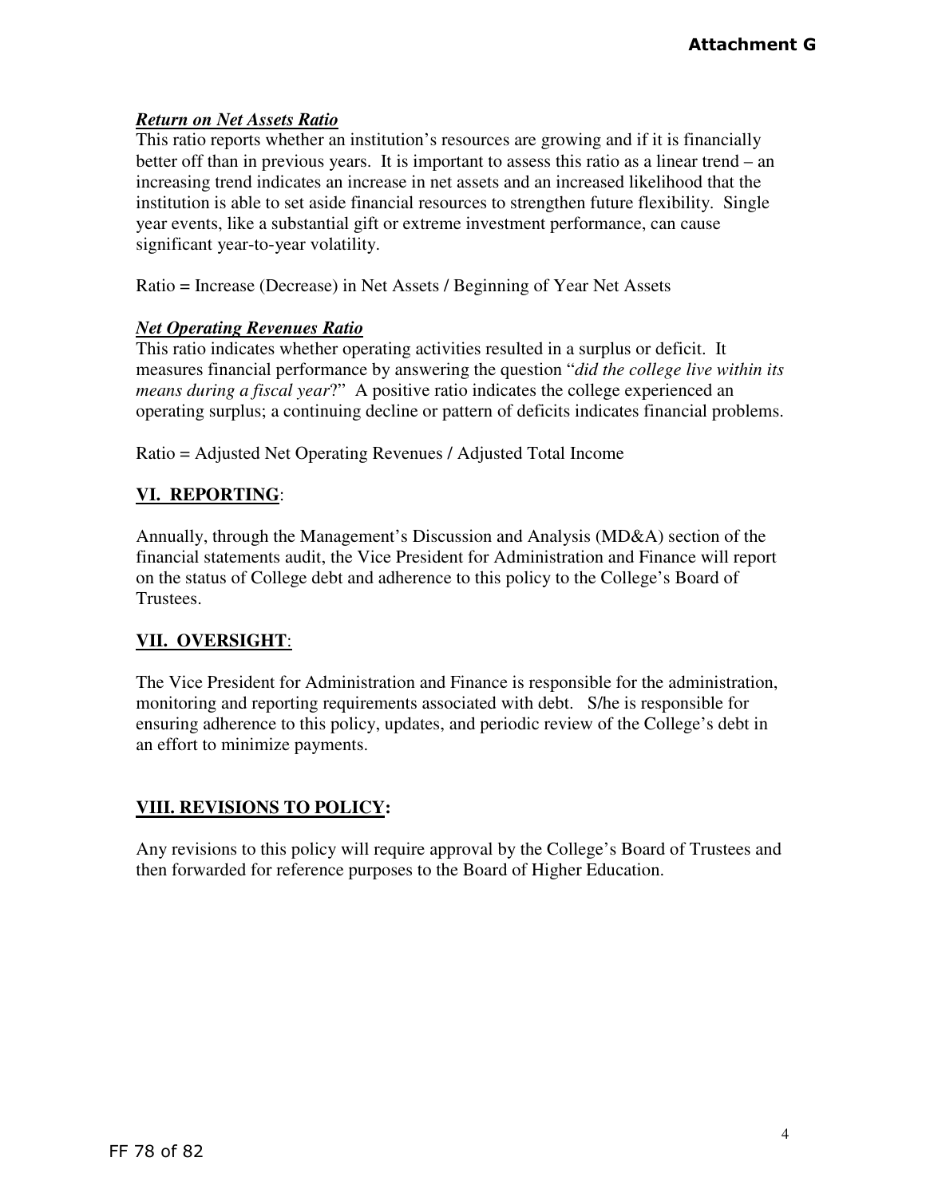***Return on Net Assets Ratio***

This ratio reports whether an institution's resources are growing and if it is financially better off than in previous years. It is important to assess this ratio as a linear trend – an increasing trend indicates an increase in net assets and an increased likelihood that the institution is able to set aside financial resources to strengthen future flexibility. Single year events, like a substantial gift or extreme investment performance, can cause significant year-to-year volatility.

Ratio = Increase (Decrease) in Net Assets / Beginning of Year Net Assets

***Net Operating Revenues Ratio***

This ratio indicates whether operating activities resulted in a surplus or deficit. It measures financial performance by answering the question "*did the college live within its means during a fiscal year*?" A positive ratio indicates the college experienced an operating surplus; a continuing decline or pattern of deficits indicates financial problems.

Ratio = Adjusted Net Operating Revenues / Adjusted Total Income

## VI. REPORTING:

Annually, through the Management's Discussion and Analysis (MD&A) section of the financial statements audit, the Vice President for Administration and Finance will report on the status of College debt and adherence to this policy to the College's Board of Trustees.

## VII. OVERSIGHT:

The Vice President for Administration and Finance is responsible for the administration, monitoring and reporting requirements associated with debt. S/he is responsible for ensuring adherence to this policy, updates, and periodic review of the College's debt in an effort to minimize payments.

## VIII. REVISIONS TO POLICY:

Any revisions to this policy will require approval by the College's Board of Trustees and then forwarded for reference purposes to the Board of Higher Education.